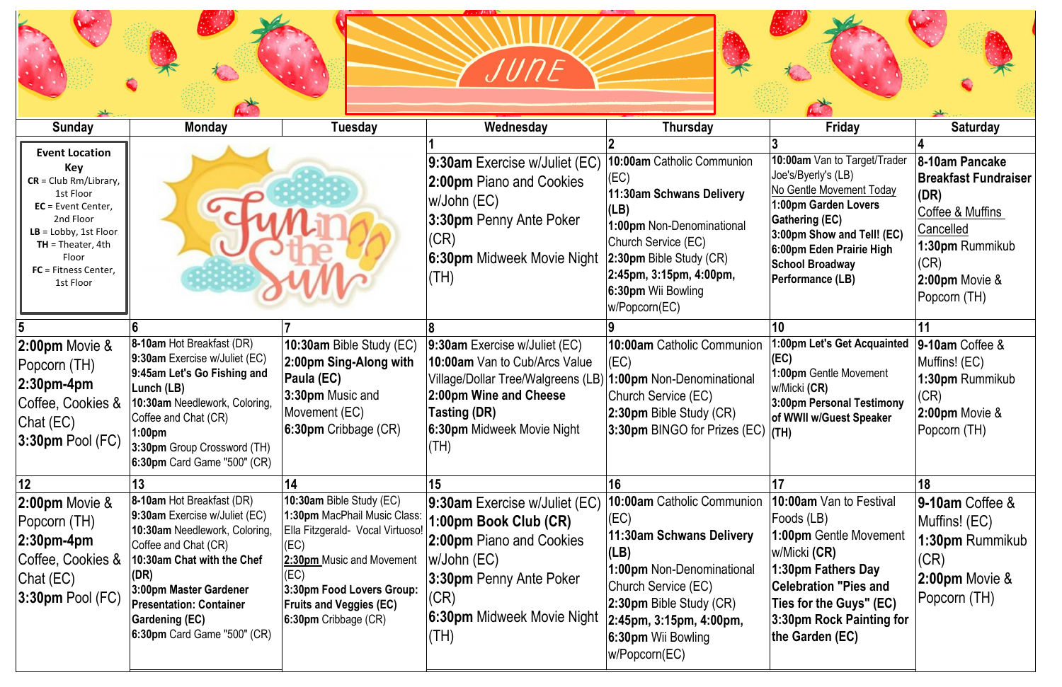# JUNE

| Sunday | Monday | Tuesday | Wednesday | Thursday | Friday | Saturday |
|---|---|---|---|---|---|---|
| **Event Location Key**<br>**CR** = Club Rm/Library, 1st Floor<br>**EC** = Event Center, 2nd Floor<br>**LB** = Lobby, 1st Floor<br>**TH** = Theater, 4th Floor<br>**FC** = Fitness Center, 1st Floor | Fun in the Sun | | **1**<br>**9:30am** Exercise w/Juliet (EC)<br>**2:00pm** Piano and Cookies w/John (EC)<br>**3:30pm** Penny Ante Poker (CR)<br>**6:30pm** Midweek Movie Night (TH) | **2**<br>**10:00am** Catholic Communion (EC)<br>**11:30am Schwans Delivery (LB)**<br>**1:00pm** Non-Denominational Church Service (EC)<br>**2:30pm** Bible Study (CR)<br>**2:45pm, 3:15pm, 4:00pm, 6:30pm** Wii Bowling w/Popcorn(EC) | **3**<br>**10:00am** Van to Target/Trader Joe's/Byerly's (LB)<br>No Gentle Movement Today<br>**1:00pm Garden Lovers Gathering (EC)**<br>**3:00pm Show and Tell! (EC)**<br>**6:00pm Eden Prairie High School Broadway Performance (LB)** | **4**<br>**8-10am Pancake Breakfast Fundraiser (DR)**<br>Coffee & Muffins Cancelled<br>**1:30pm** Rummikub (CR)<br>**2:00pm** Movie & Popcorn (TH) |
| **5**<br>**2:00pm** Movie & Popcorn (TH)<br>**2:30pm-4pm** Coffee, Cookies & Chat (EC)<br>**3:30pm** Pool (FC) | **6**<br>**8-10am** Hot Breakfast (DR)<br>**9:30am** Exercise w/Juliet (EC)<br>**9:45am Let's Go Fishing and Lunch (LB)**<br>**10:30am** Needlework, Coloring, Coffee and Chat (CR)<br>**1:00pm**<br>**3:30pm** Group Crossword (TH)<br>**6:30pm** Card Game "500" (CR) | **7**<br>**10:30am** Bible Study (EC)<br>**2:00pm Sing-Along with Paula (EC)**<br>**3:30pm** Music and Movement (EC)<br>**6:30pm** Cribbage (CR) | **8**<br>**9:30am** Exercise w/Juliet (EC)<br>**10:00am** Van to Cub/Arcs Value Village/Dollar Tree/Walgreens (LB)<br>**2:00pm Wine and Cheese Tasting (DR)**<br>**6:30pm** Midweek Movie Night (TH) | **9**<br>**10:00am** Catholic Communion<br>**1:00pm** Non-Denominational Church Service (EC)<br>**2:30pm** Bible Study (CR)<br>**3:30pm** BINGO for Prizes (EC) | **10**<br>**1:00pm Let's Get Acquainted (EC)**<br>**1:00pm** Gentle Movement w/Micki **(CR)**<br>**3:00pm Personal Testimony of WWII w/Guest Speaker (TH)** | **11**<br>**9-10am** Coffee & Muffins! (EC)<br>**1:30pm** Rummikub (CR)<br>**2:00pm** Movie & Popcorn (TH) |
| **12**<br>**2:00pm** Movie & Popcorn (TH)<br>**2:30pm-4pm** Coffee, Cookies & Chat (EC)<br>**3:30pm** Pool (FC) | **13**<br>**8-10am** Hot Breakfast (DR)<br>**9:30am** Exercise w/Juliet (EC)<br>**10:30am** Needlework, Coloring, Coffee and Chat (CR)<br>**10:30am Chat with the Chef (DR)**<br>**3:00pm Master Gardener Presentation: Container Gardening (EC)**<br>**6:30pm** Card Game "500" (CR) | **14**<br>**10:30am** Bible Study (EC)<br>**1:30pm** MacPhail Music Class: Ella Fitzgerald- Vocal Virtuoso! (EC)<br>**2:30pm** Music and Movement (EC)<br>**3:30pm Food Lovers Group: Fruits and Veggies (EC)**<br>**6:30pm** Cribbage (CR) | **15**<br>**9:30am** Exercise w/Juliet (EC)<br>**1:00pm Book Club (CR)**<br>**2:00pm** Piano and Cookies w/John (EC)<br>**3:30pm** Penny Ante Poker (CR)<br>**6:30pm** Midweek Movie Night (TH) | **16**<br>**10:00am** Catholic Communion (EC)<br>**11:30am Schwans Delivery (LB)**<br>**1:00pm** Non-Denominational Church Service (EC)<br>**2:30pm** Bible Study (CR)<br>**2:45pm, 3:15pm, 4:00pm, 6:30pm** Wii Bowling w/Popcorn(EC) | **17**<br>**10:00am** Van to Festival Foods (LB)<br>**1:00pm** Gentle Movement w/Micki **(CR)**<br>**1:30pm Fathers Day Celebration "Pies and Ties for the Guys" (EC)**<br>**3:30pm Rock Painting for the Garden (EC)** | **18**<br>**9-10am** Coffee & Muffins! (EC)<br>**1:30pm** Rummikub (CR)<br>**2:00pm** Movie & Popcorn (TH) |